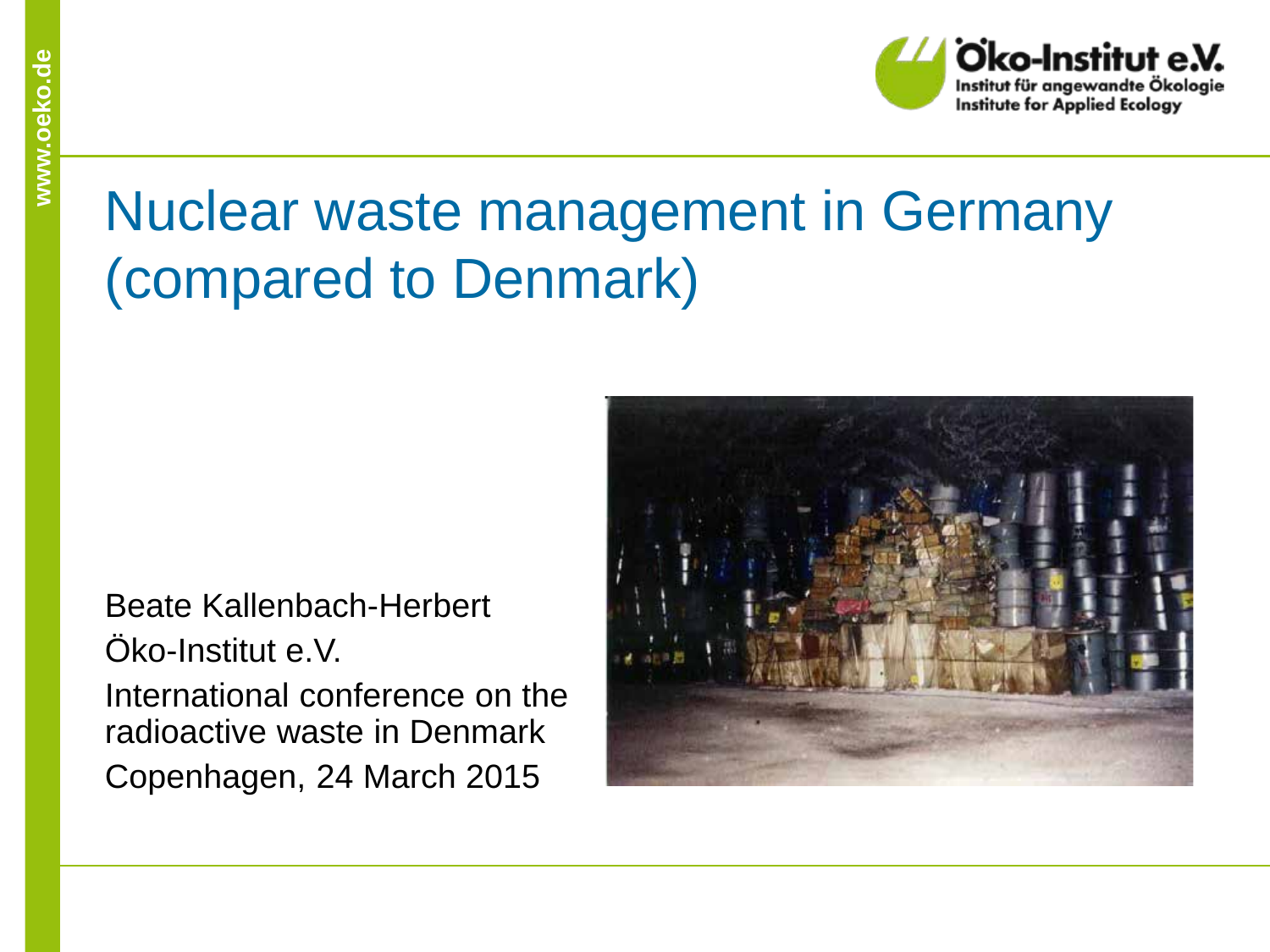# Nuclear waste management in Germany (compared to Denmark)

Beate Kallenbach-Herbert

Öko-Institut e.V.

International conference on the radioactive waste in Denmark

Copenhagen, 24 March 2015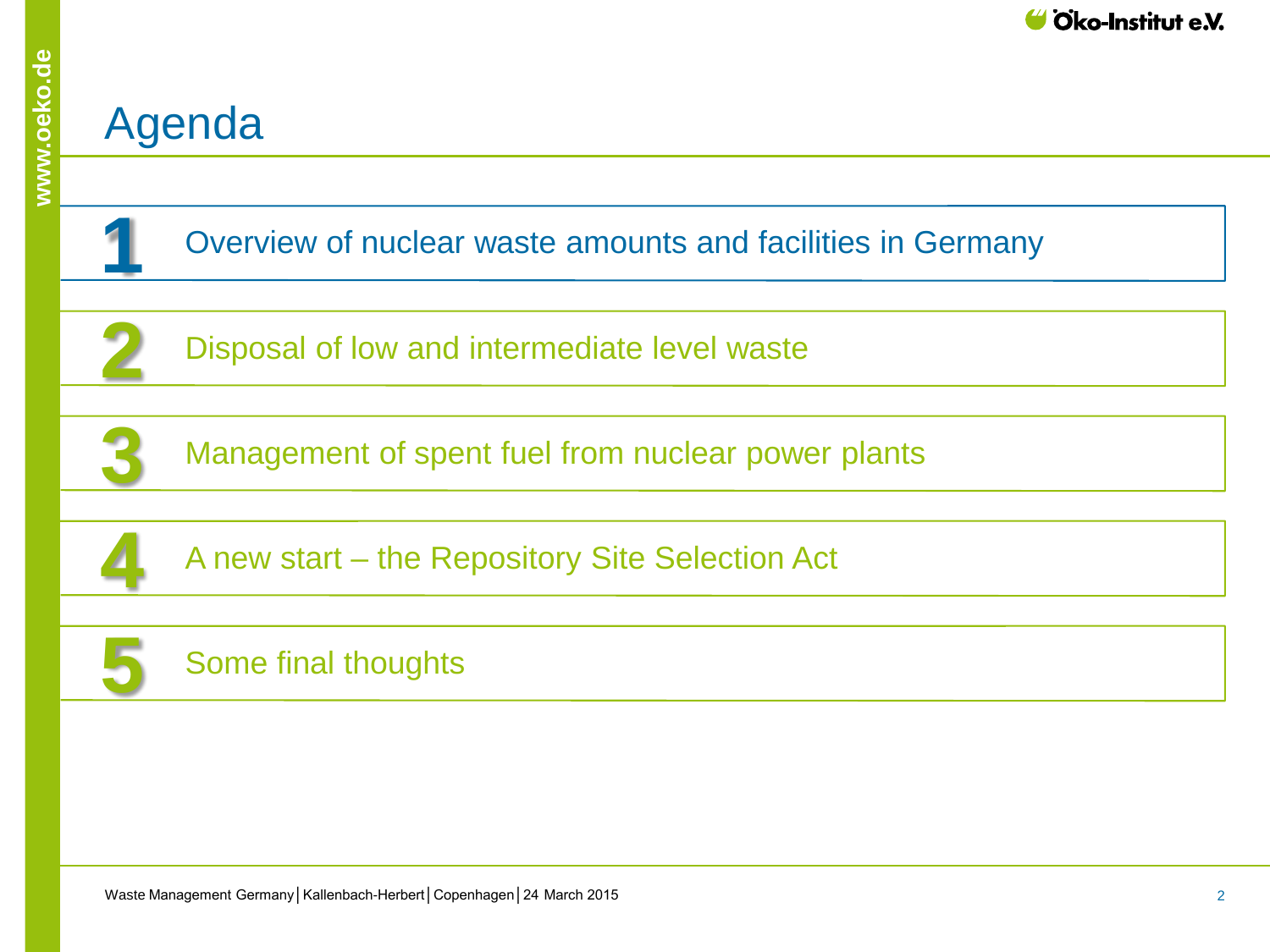# Agenda

1. Overview of nuclear waste amounts and facilities in Germany
2. Disposal of low and intermediate level waste
3. Management of spent fuel from nuclear power plants
4. A new start – the Repository Site Selection Act
5. Some final thoughts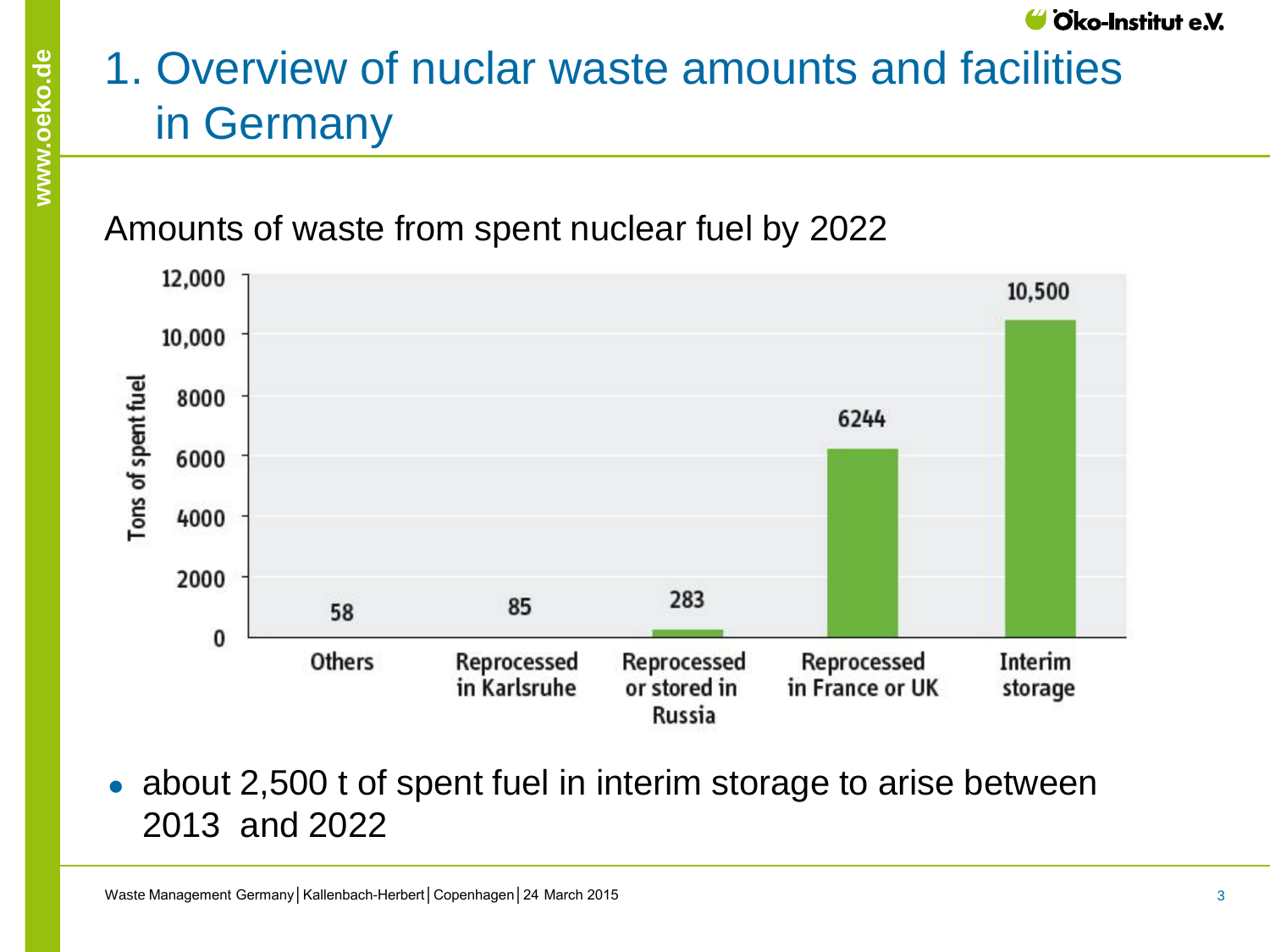# 1. Overview of nuclar waste amounts and facilities in Germany

Amounts of waste from spent nuclear fuel by 2022

| | Tons of spent fuel |
|---|---|
| Others | 58 |
| Reprocessed in Karlsruhe | 85 |
| Reprocessed or stored in Russia | 283 |
| Reprocessed in France or UK | 6244 |
| Interim storage | 10,500 |

- about 2,500 t of spent fuel in interim storage to arise between 2013 and 2022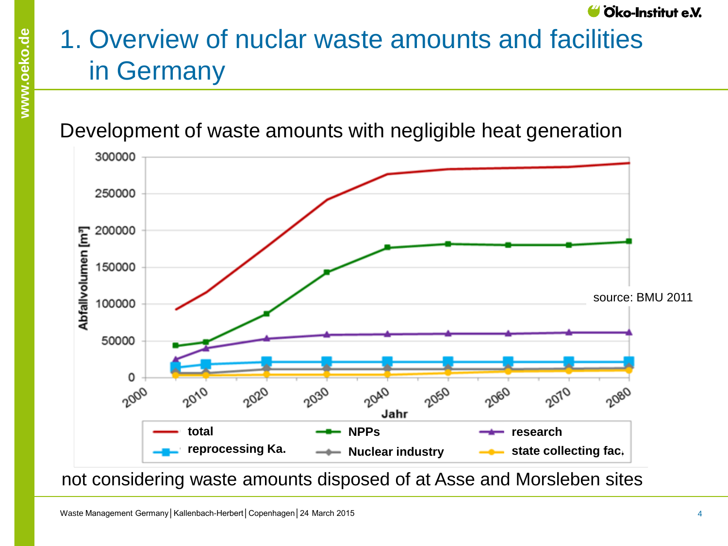# 1. Overview of nuclar waste amounts and facilities in Germany

Development of waste amounts with negligible heat generation

source: BMU 2011

not considering waste amounts disposed of at Asse and Morsleben sites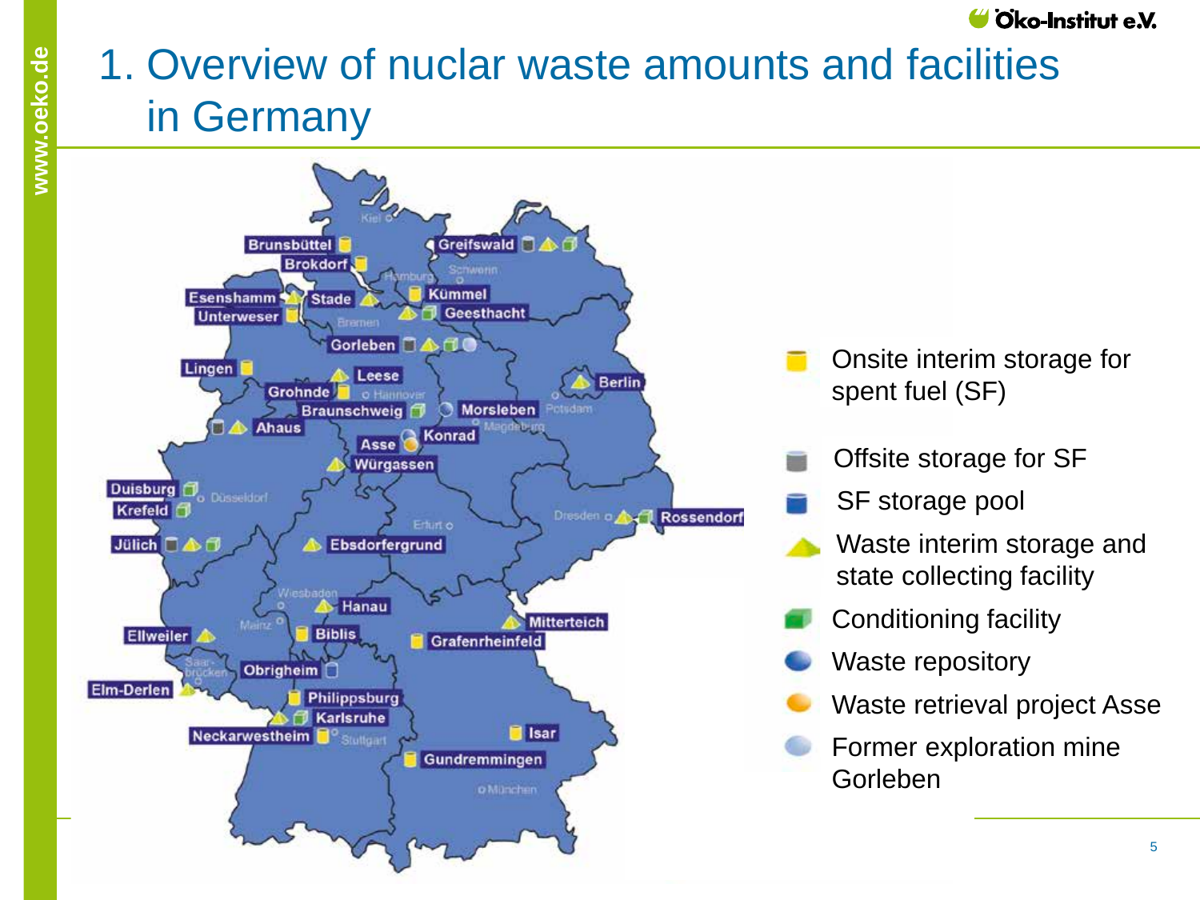# 1. Overview of nuclear waste amounts and facilities in Germany

Brunsbüttel, Brokdorf, Greifswald, Esenshamm, Unterweser, Stade, Kümmel, Geesthacht, Gorleben, Lingen, Leese, Berlin, Grohnde, Braunschweig, Morsleben, Ahaus, Asse, Konrad, Würgassen, Duisburg, Krefeld, Jülich, Ebsdorfergrund, Rossendorf, Hanau, Mitterteich, Ellweiler, Biblis, Grafenrheinfeld, Obrigheim, Elm-Derlen, Philippsburg, Karlsruhe, Neckarwestheim, Isar, Gundremmingen

Kiel, Hamburg, Schwerin, Bremen, Hannover, Potsdam, Magdeburg, Düsseldorf, Erfurt, Dresden, Wiesbaden, Mainz, Saarbrücken, Stuttgart, München

- Onsite interim storage for spent fuel (SF)
- Offsite storage for SF
- SF storage pool
- Waste interim storage and state collecting facility
- Conditioning facility
- Waste repository
- Waste retrieval project Asse
- Former exploration mine Gorleben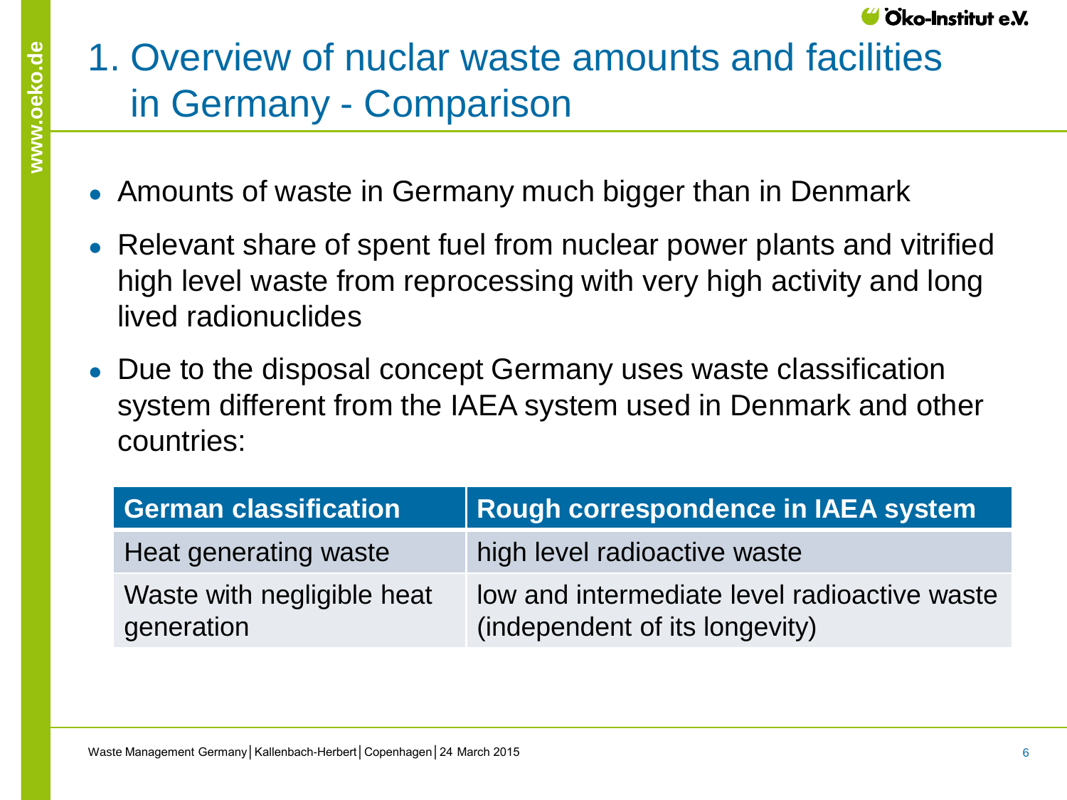# 1. Overview of nuclar waste amounts and facilities in Germany - Comparison

- Amounts of waste in Germany much bigger than in Denmark
- Relevant share of spent fuel from nuclear power plants and vitrified high level waste from reprocessing with very high activity and long lived radionuclides
- Due to the disposal concept Germany uses waste classification system different from the IAEA system used in Denmark and other countries:

| German classification | Rough correspondence in IAEA system |
|---|---|
| Heat generating waste | high level radioactive waste |
| Waste with negligible heat generation | low and intermediate level radioactive waste (independent of its longevity) |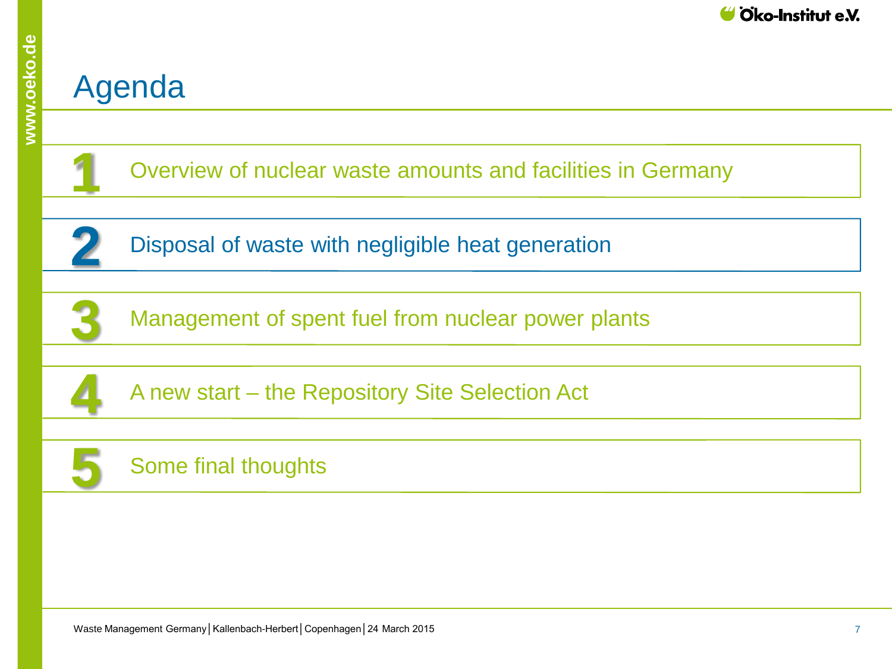# Agenda

1. Overview of nuclear waste amounts and facilities in Germany
2. Disposal of waste with negligible heat generation
3. Management of spent fuel from nuclear power plants
4. A new start – the Repository Site Selection Act
5. Some final thoughts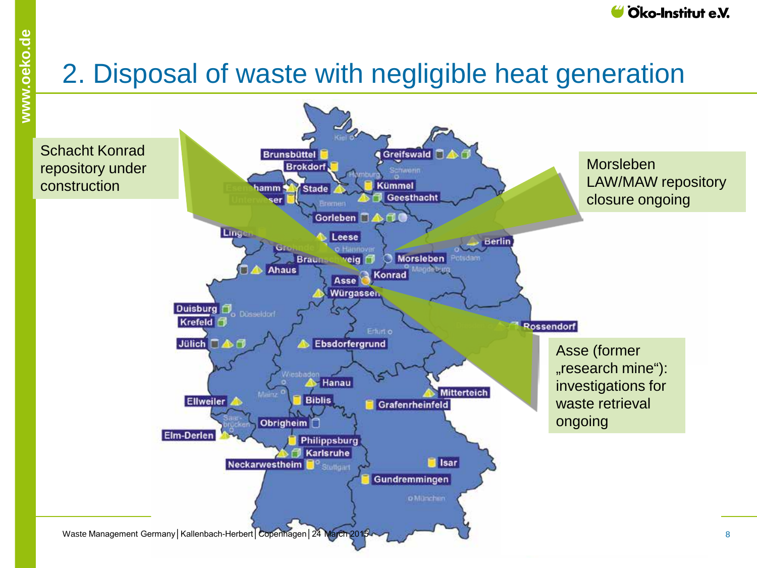# 2. Disposal of waste with negligible heat generation

Schacht Konrad repository under construction

Morsleben LAW/MAW repository closure ongoing

Asse (former „research mine“): investigations for waste retrieval ongoing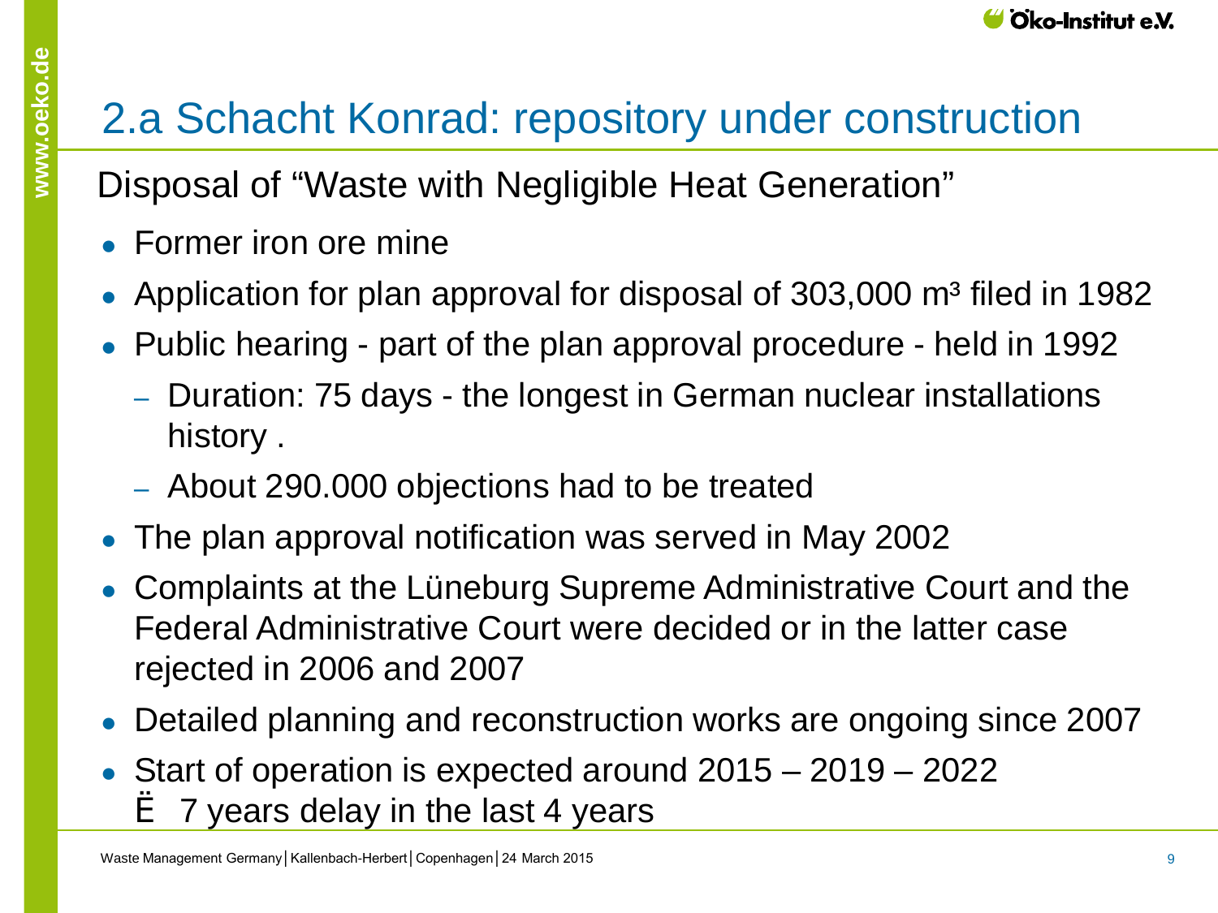# 2.a Schacht Konrad: repository under construction

Disposal of "Waste with Negligible Heat Generation"

- Former iron ore mine
- Application for plan approval for disposal of 303,000 m³ filed in 1982
- Public hearing - part of the plan approval procedure - held in 1992
  - Duration: 75 days - the longest in German nuclear installations history .
  - About 290.000 objections had to be treated
- The plan approval notification was served in May 2002
- Complaints at the Lüneburg Supreme Administrative Court and the Federal Administrative Court were decided or in the latter case rejected in 2006 and 2007
- Detailed planning and reconstruction works are ongoing since 2007
- Start of operation is expected around 2015 – 2019 – 2022
  Ë 7 years delay in the last 4 years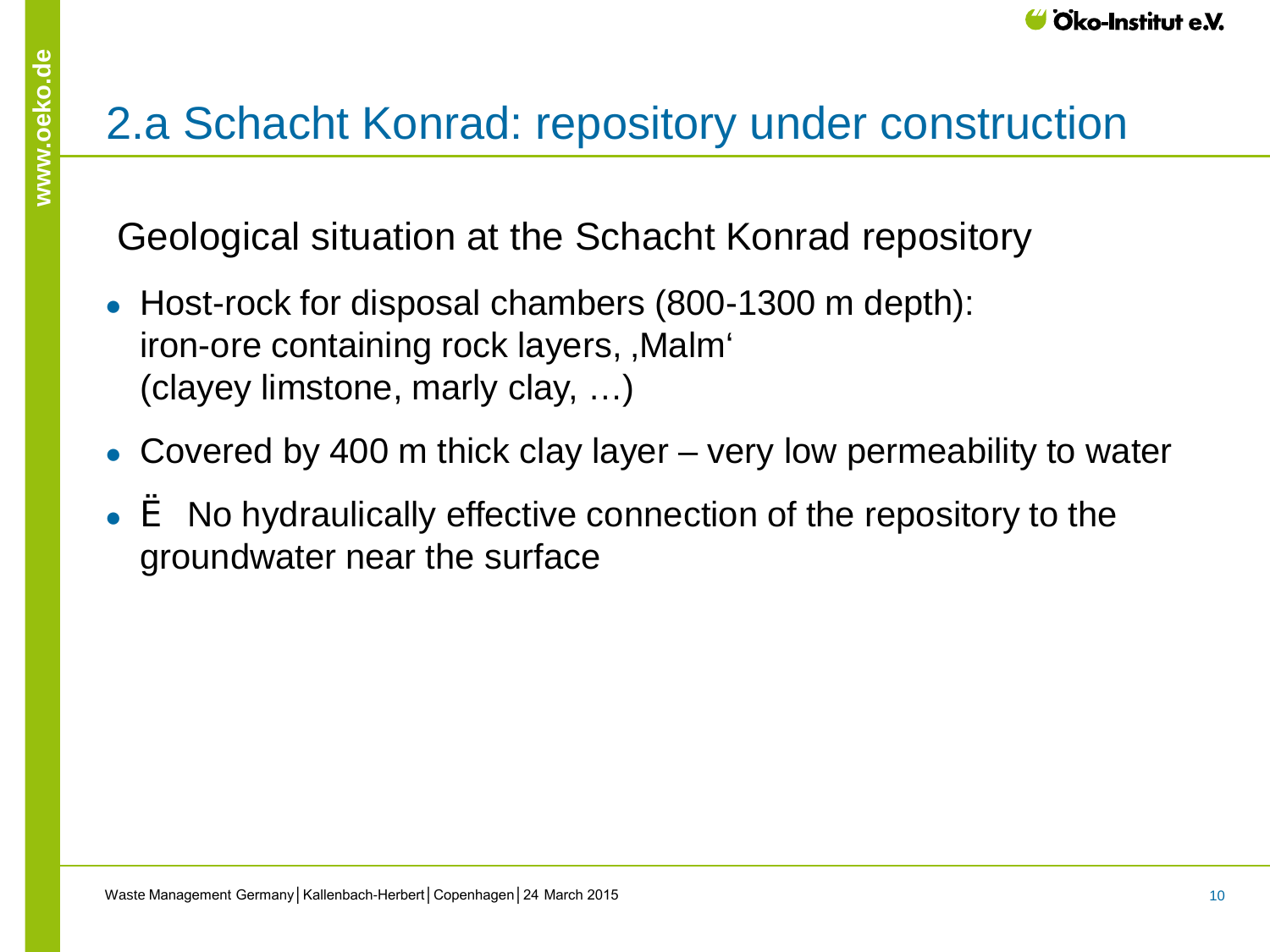# 2.a Schacht Konrad: repository under construction

Geological situation at the Schacht Konrad repository

- Host-rock for disposal chambers (800-1300 m depth): iron-ore containing rock layers, ‚Malm‘ (clayey limstone, marly clay, …)
- Covered by 400 m thick clay layer – very low permeability to water
- Ë No hydraulically effective connection of the repository to the groundwater near the surface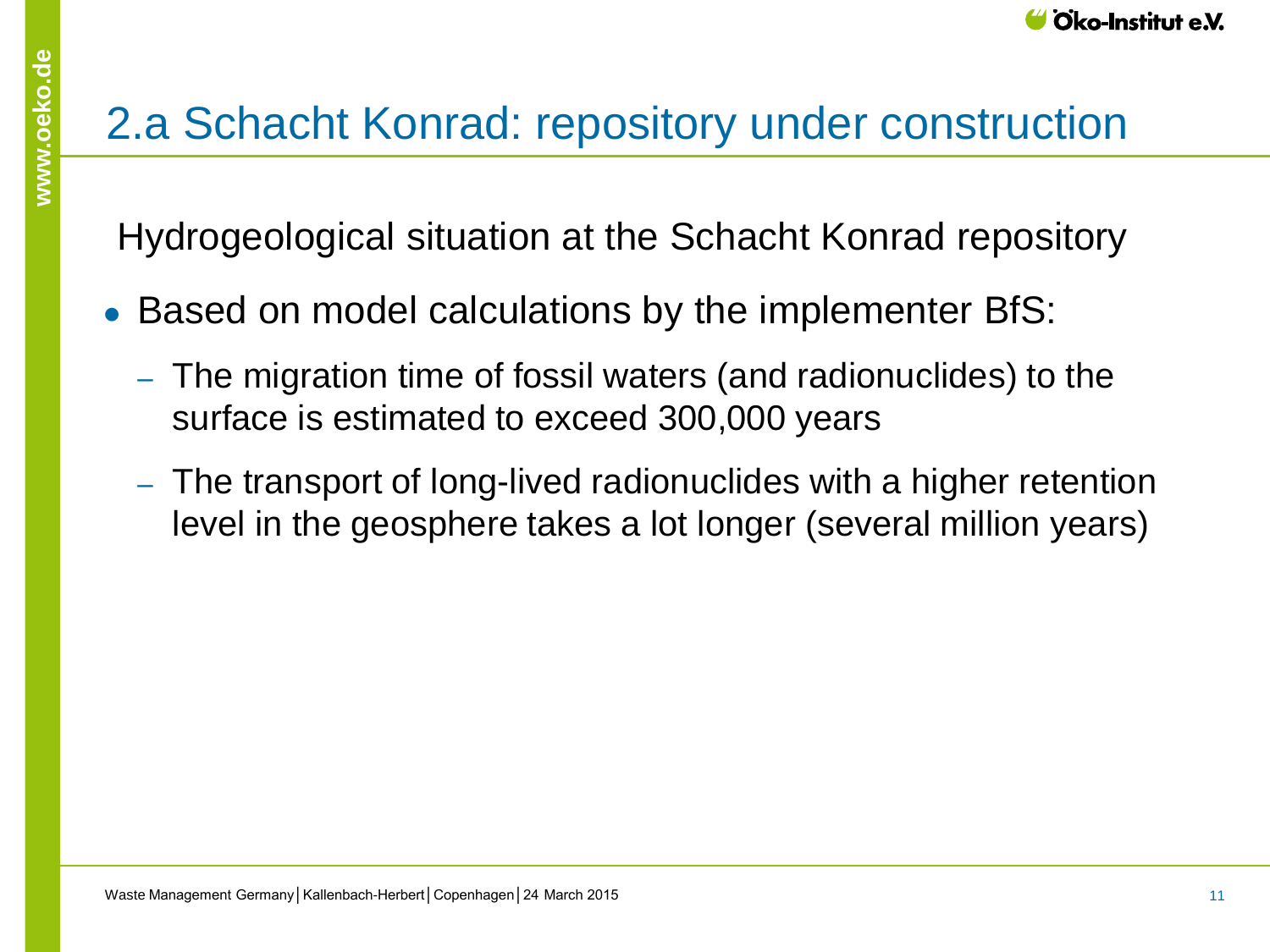# 2.a Schacht Konrad: repository under construction

Hydrogeological situation at the Schacht Konrad repository

- Based on model calculations by the implementer BfS:
  - The migration time of fossil waters (and radionuclides) to the surface is estimated to exceed 300,000 years
  - The transport of long-lived radionuclides with a higher retention level in the geosphere takes a lot longer (several million years)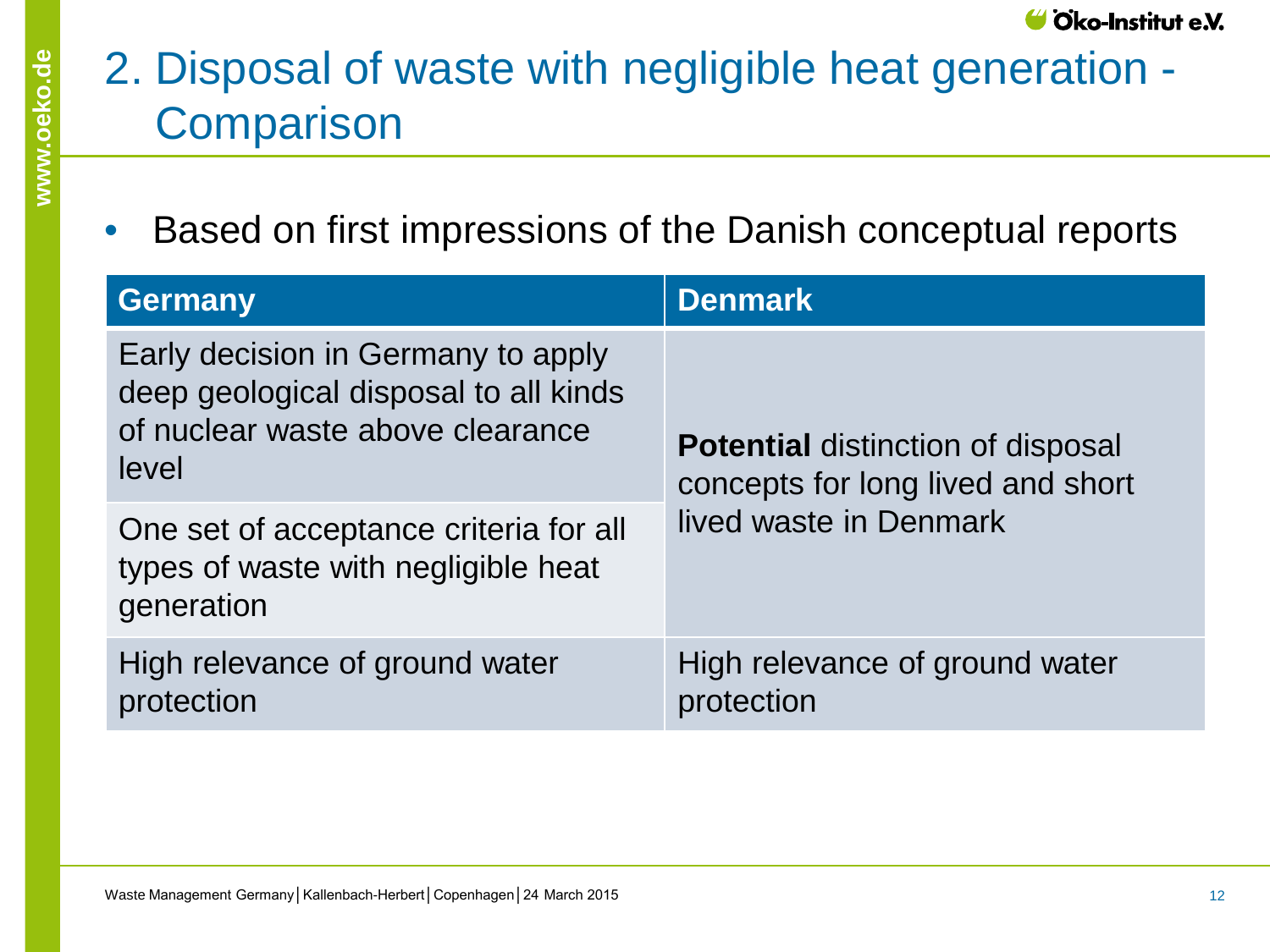# 2. Disposal of waste with negligible heat generation - Comparison

- Based on first impressions of the Danish conceptual reports

| Germany | Denmark |
| --- | --- |
| Early decision in Germany to apply deep geological disposal to all kinds of nuclear waste above clearance level | **Potential** distinction of disposal concepts for long lived and short lived waste in Denmark |
| One set of acceptance criteria for all types of waste with negligible heat generation | |
| High relevance of ground water protection | High relevance of ground water protection |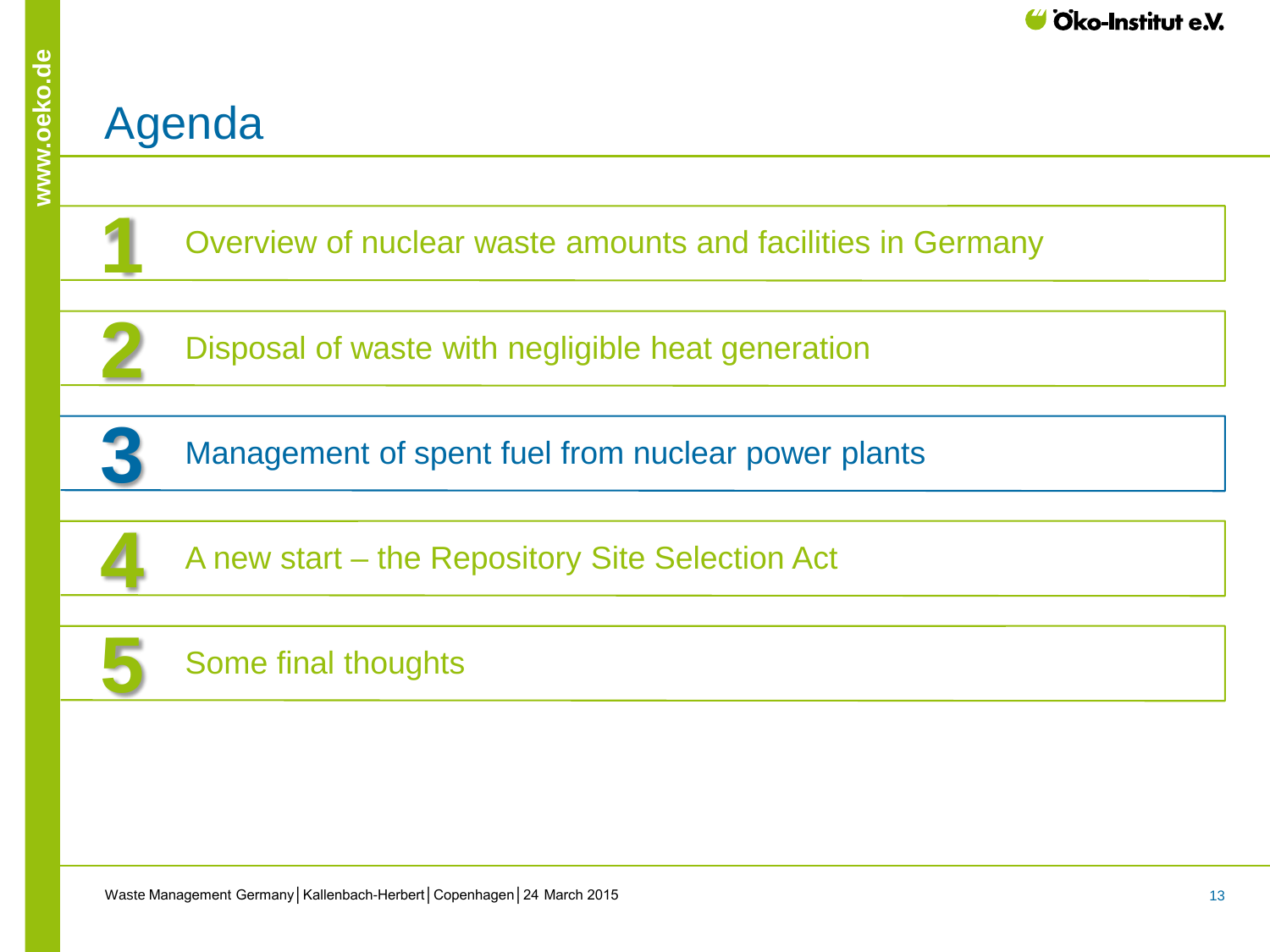# Agenda

1. Overview of nuclear waste amounts and facilities in Germany
2. Disposal of waste with negligible heat generation
3. Management of spent fuel from nuclear power plants
4. A new start – the Repository Site Selection Act
5. Some final thoughts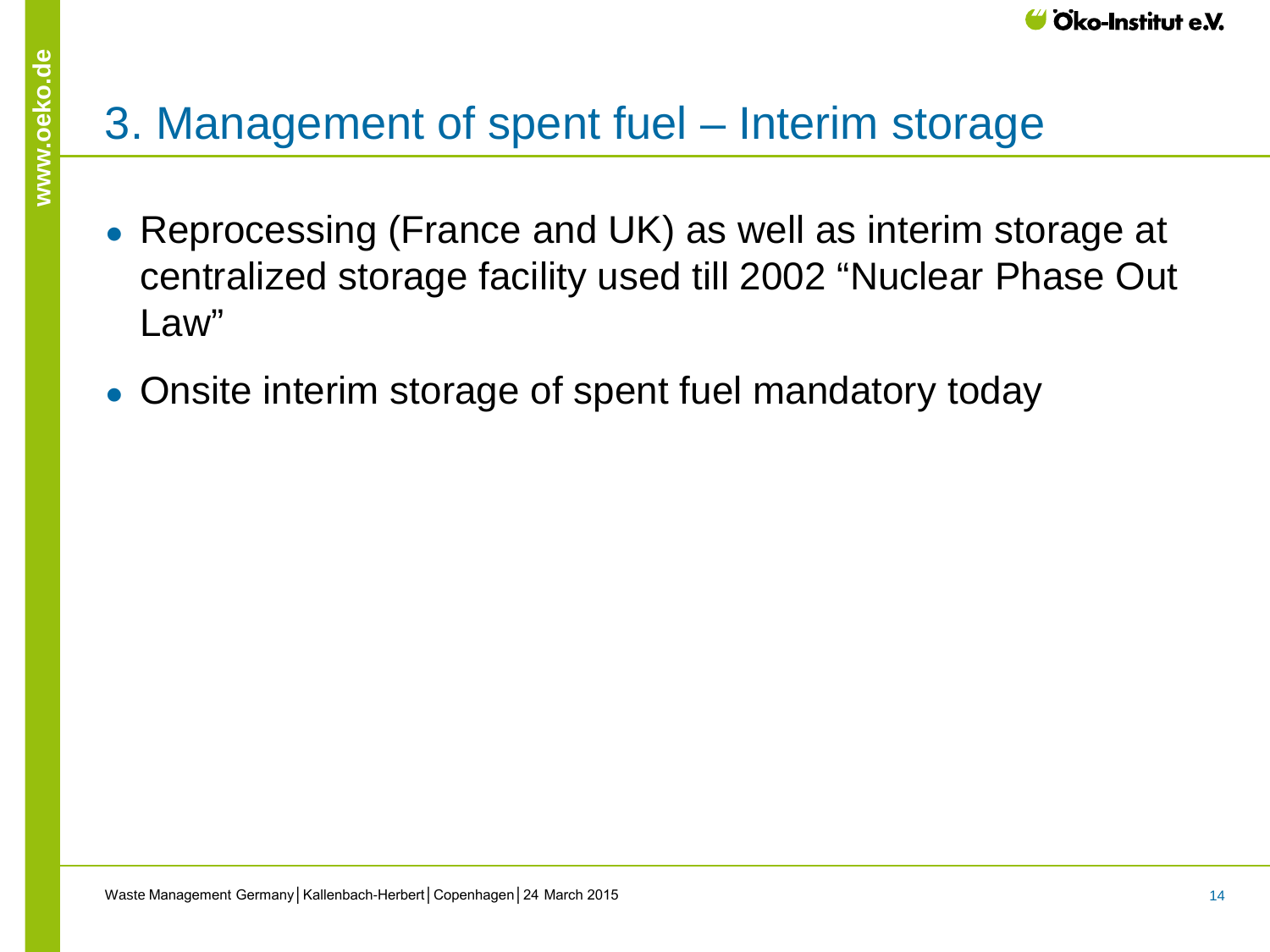# 3. Management of spent fuel – Interim storage

- Reprocessing (France and UK) as well as interim storage at centralized storage facility used till 2002 "Nuclear Phase Out Law"
- Onsite interim storage of spent fuel mandatory today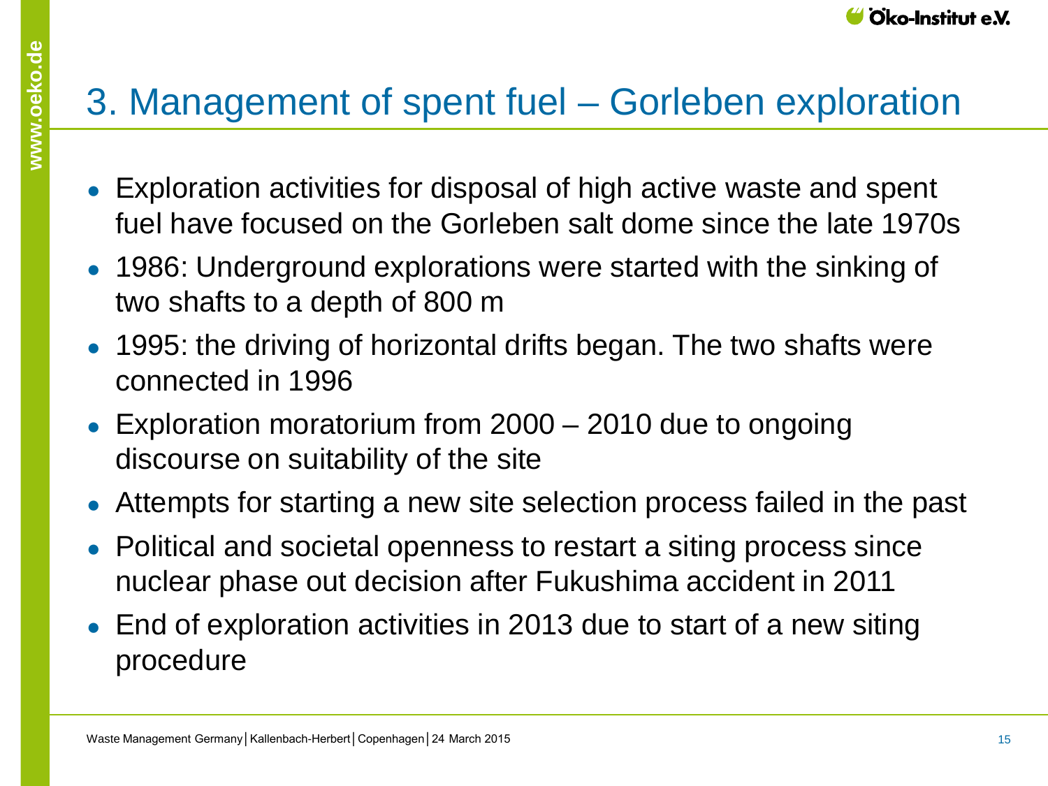# 3. Management of spent fuel – Gorleben exploration

- Exploration activities for disposal of high active waste and spent fuel have focused on the Gorleben salt dome since the late 1970s
- 1986: Underground explorations were started with the sinking of two shafts to a depth of 800 m
- 1995: the driving of horizontal drifts began. The two shafts were connected in 1996
- Exploration moratorium from 2000 – 2010 due to ongoing discourse on suitability of the site
- Attempts for starting a new site selection process failed in the past
- Political and societal openness to restart a siting process since nuclear phase out decision after Fukushima accident in 2011
- End of exploration activities in 2013 due to start of a new siting procedure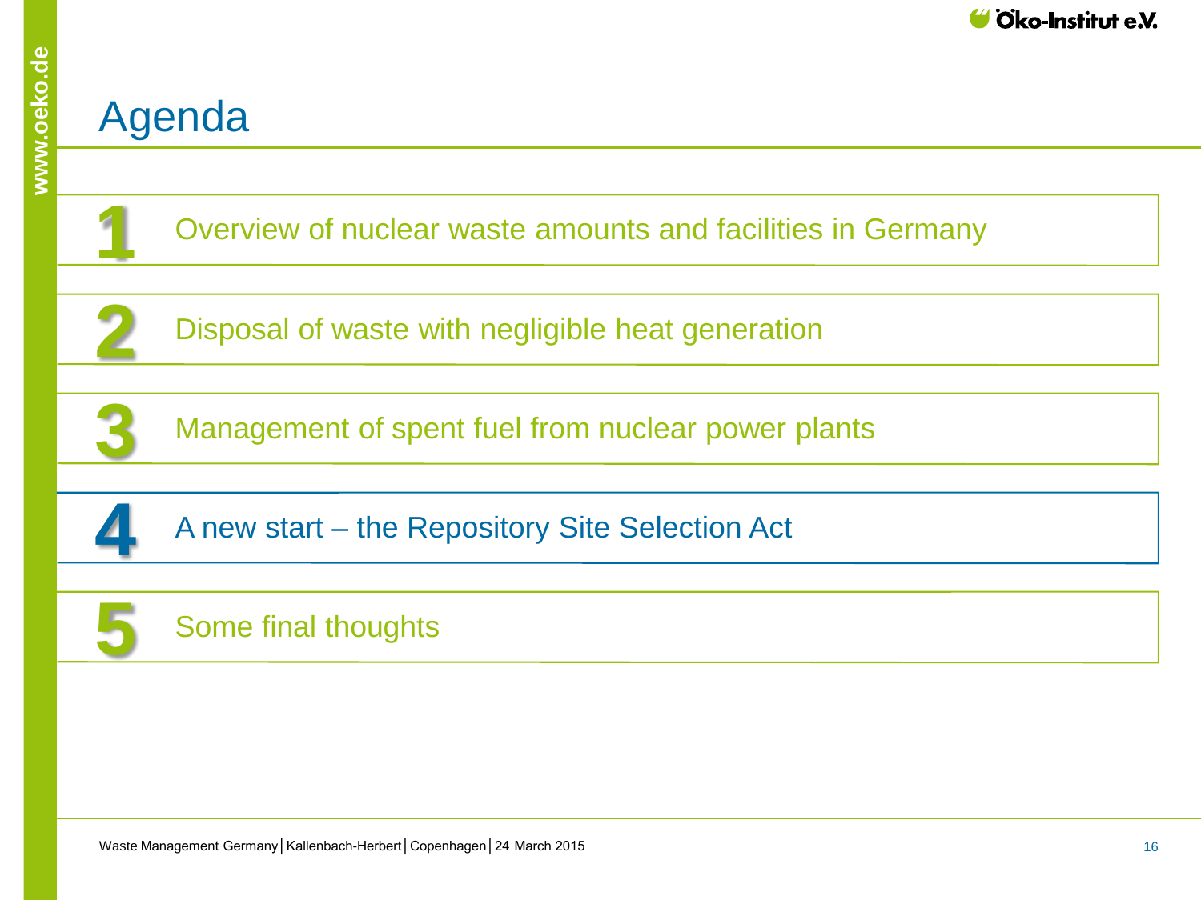# Agenda

1. Overview of nuclear waste amounts and facilities in Germany
2. Disposal of waste with negligible heat generation
3. Management of spent fuel from nuclear power plants
4. A new start – the Repository Site Selection Act
5. Some final thoughts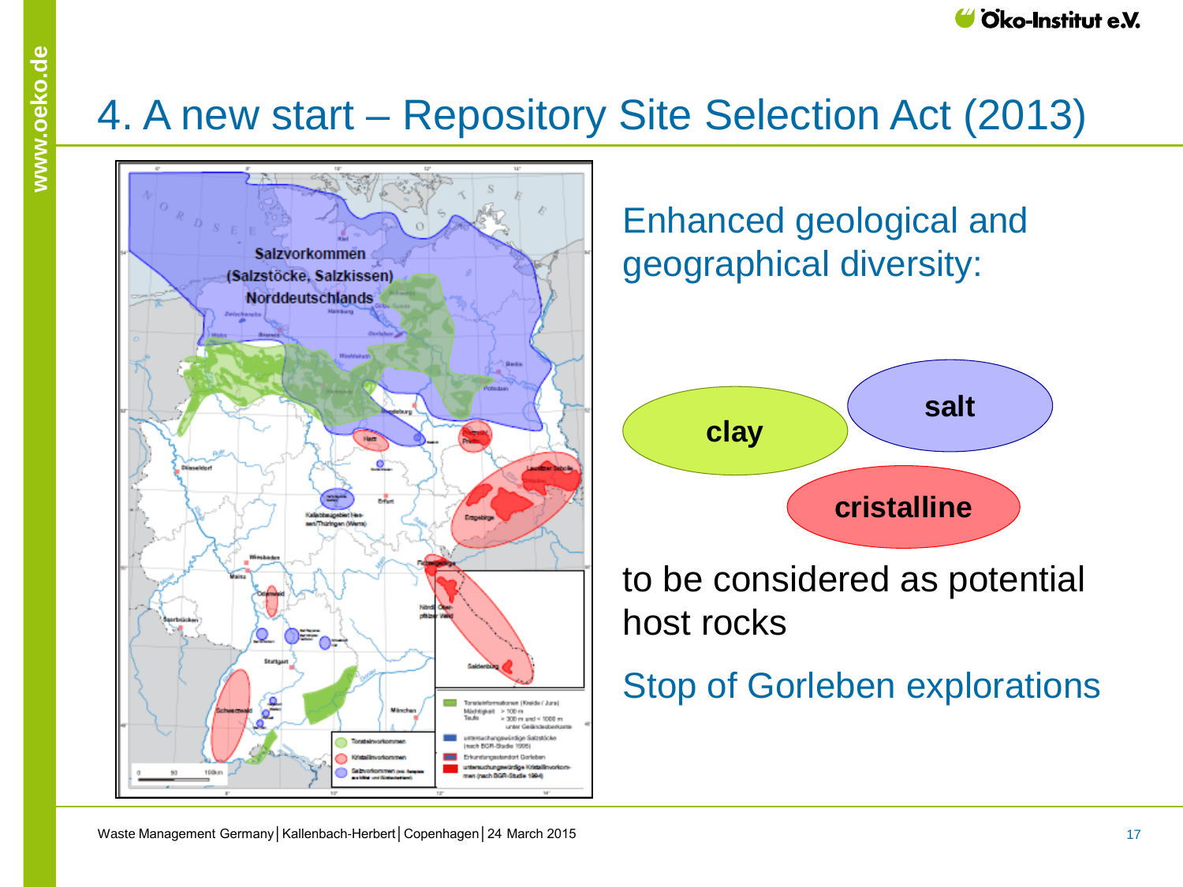# 4. A new start – Repository Site Selection Act (2013)

Enhanced geological and geographical diversity:

- clay
- salt
- cristalline

to be considered as potential host rocks

Stop of Gorleben explorations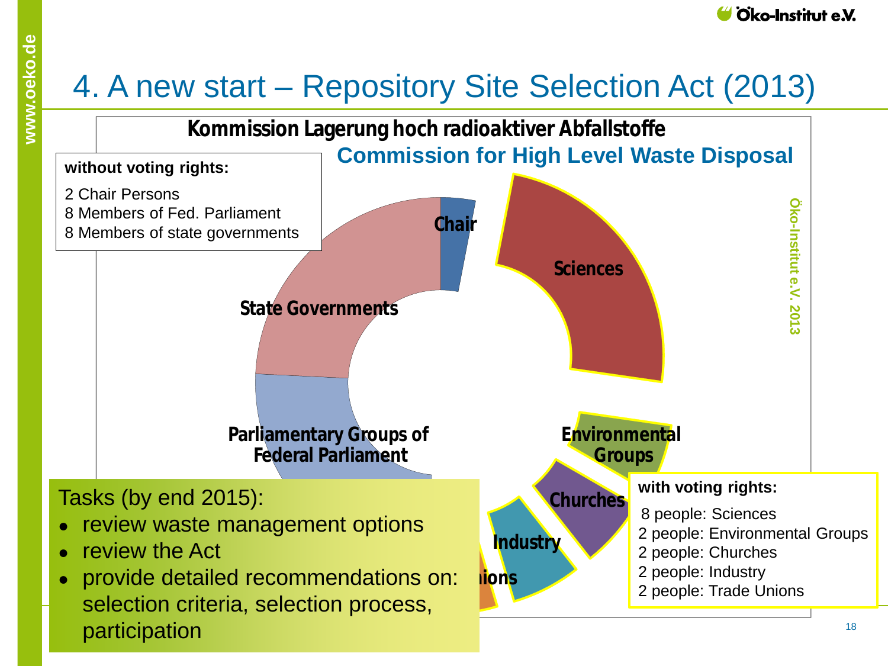# 4. A new start – Repository Site Selection Act (2013)

**Kommission Lagerung hoch radioaktiver Abfallstoffe**

**Commission for High Level Waste Disposal**

**without voting rights:**

2 Chair Persons
8 Members of Fed. Parliament
8 Members of state governments

Chair

Sciences

State Governments

Parliamentary Groups of Federal Parliament

Environmental Groups

Churches

Industry

Unions

Öko-Institut e.V. 2013

**with voting rights:**

8 people: Sciences
2 people: Environmental Groups
2 people: Churches
2 people: Industry
2 people: Trade Unions

Tasks (by end 2015):

- review waste management options
- review the Act
- provide detailed recommendations on: selection criteria, selection process, participation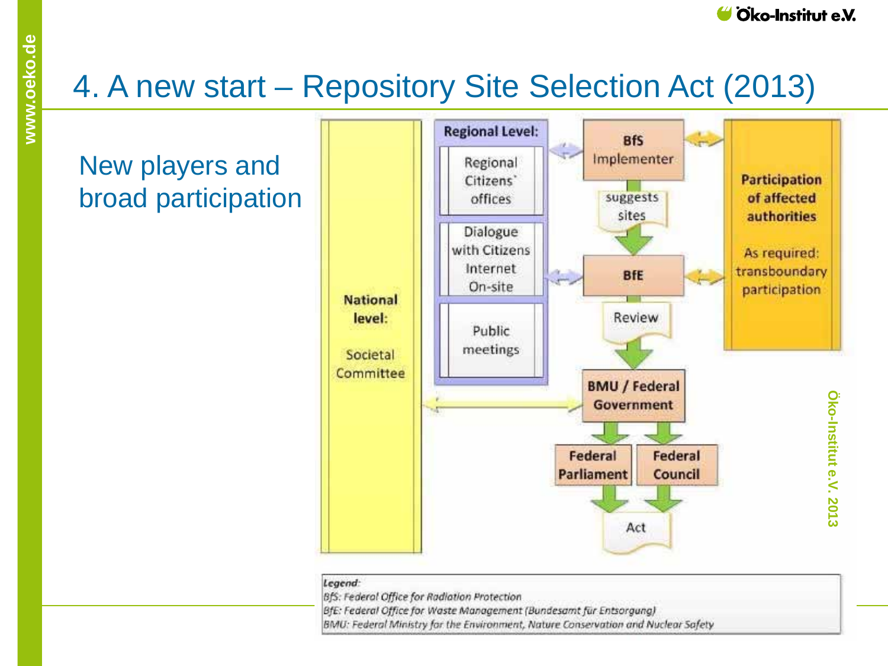# 4. A new start – Repository Site Selection Act (2013)

## New players and broad participation

**National level:**

Societal Committee

**Regional Level:**

- Regional Citizens' offices
- Dialogue with Citizens Internet On-site
- Public meetings

**BfS** Implementer

suggests sites

**BfE**

Review

**BMU / Federal Government**

**Federal Parliament**

**Federal Council**

Act

**Participation of affected authorities**

As required: transboundary participation

*Legend:*
*BfS: Federal Office for Radiation Protection*
*BfE: Federal Office for Waste Management (Bundesamt für Entsorgung)*
*BMU: Federal Ministry for the Environment, Nature Conservation and Nuclear Safety*

Öko-Institut e.V. 2013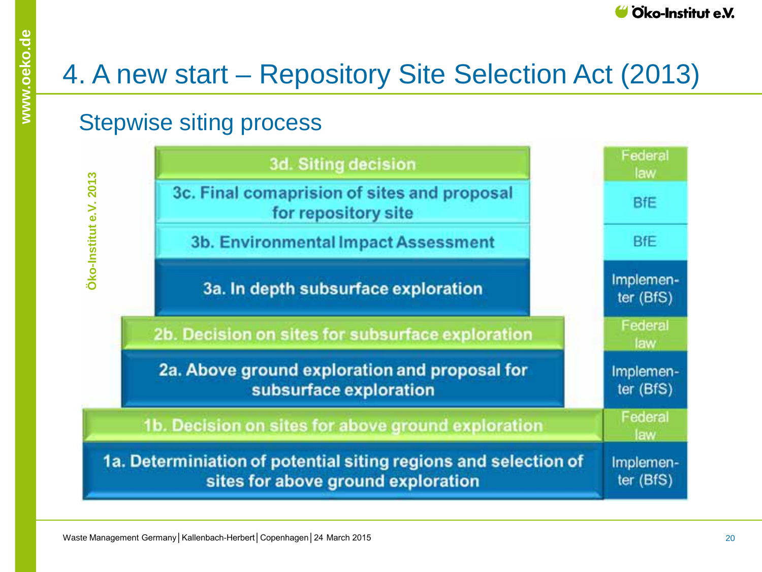# 4. A new start – Repository Site Selection Act (2013)

## Stepwise siting process

Öko-Institut e.V. 2013

| Step | Responsible |
| --- | --- |
| 3d. Siting decision | Federal law |
| 3c. Final comaprision of sites and proposal for repository site | BfE |
| 3b. Environmental Impact Assessment | BfE |
| 3a. In depth subsurface exploration | Implementer (BfS) |
| 2b. Decision on sites for subsurface exploration | Federal law |
| 2a. Above ground exploration and proposal for subsurface exploration | Implementer (BfS) |
| 1b. Decision on sites for above ground exploration | Federal law |
| 1a. Determiniation of potential siting regions and selection of sites for above ground exploration | Implementer (BfS) |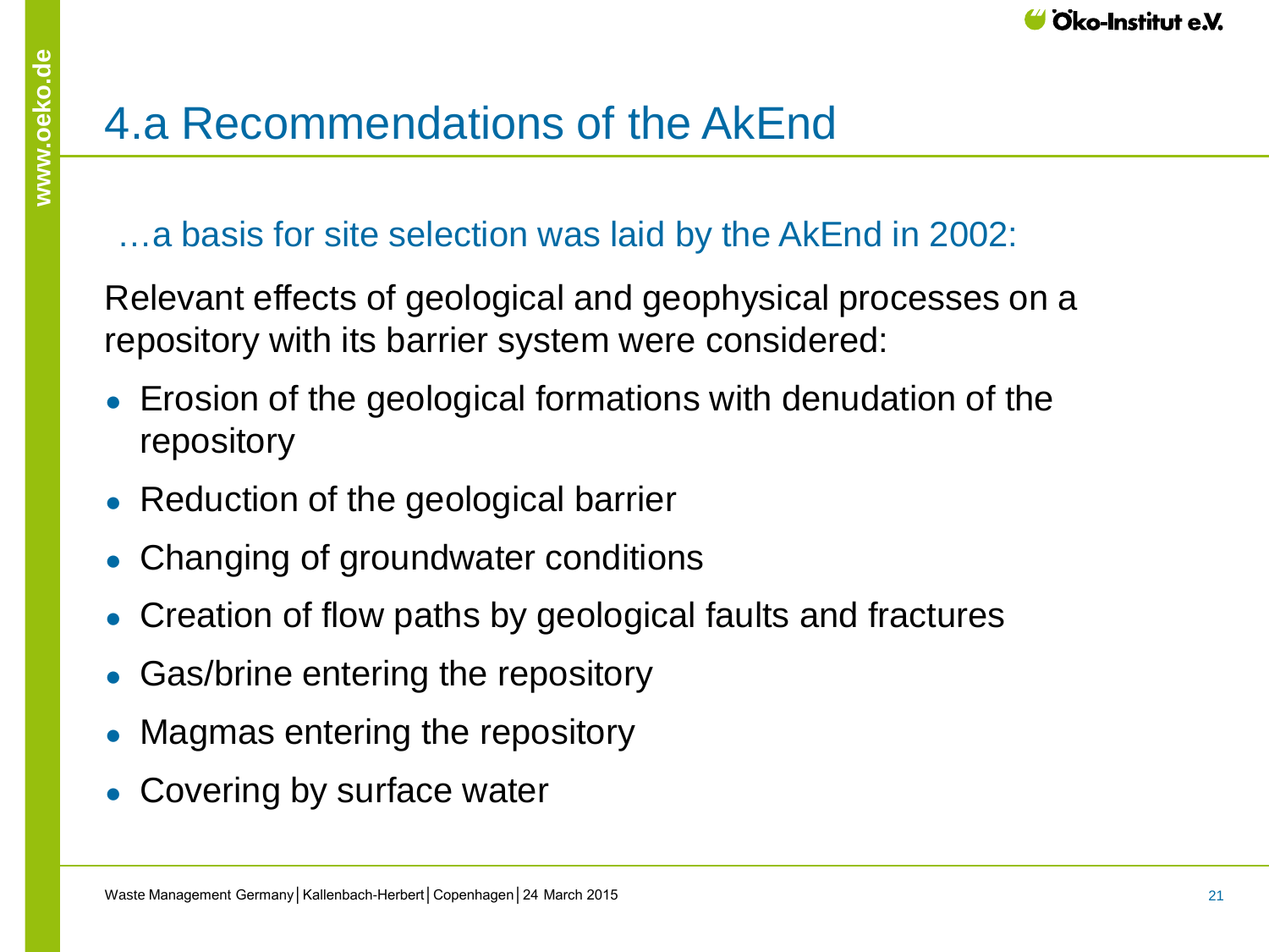# 4.a Recommendations of the AkEnd

…a basis for site selection was laid by the AkEnd in 2002:

Relevant effects of geological and geophysical processes on a repository with its barrier system were considered:

- Erosion of the geological formations with denudation of the repository
- Reduction of the geological barrier
- Changing of groundwater conditions
- Creation of flow paths by geological faults and fractures
- Gas/brine entering the repository
- Magmas entering the repository
- Covering by surface water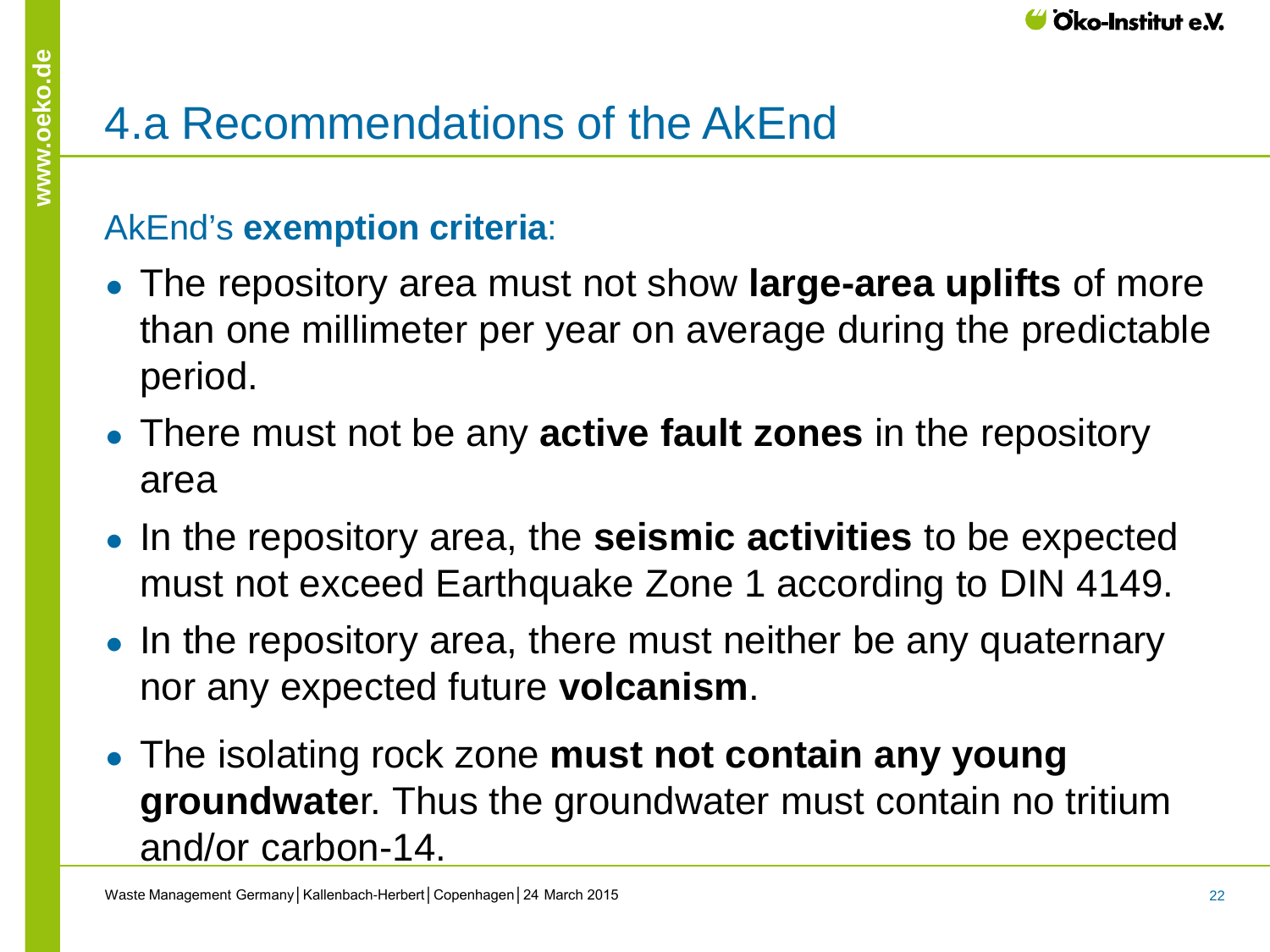# 4.a Recommendations of the AkEnd

AkEnd's **exemption criteria**:

- The repository area must not show **large-area uplifts** of more than one millimeter per year on average during the predictable period.
- There must not be any **active fault zones** in the repository area
- In the repository area, the **seismic activities** to be expected must not exceed Earthquake Zone 1 according to DIN 4149.
- In the repository area, there must neither be any quaternary nor any expected future **volcanism**.
- The isolating rock zone **must not contain any young groundwate**r. Thus the groundwater must contain no tritium and/or carbon-14.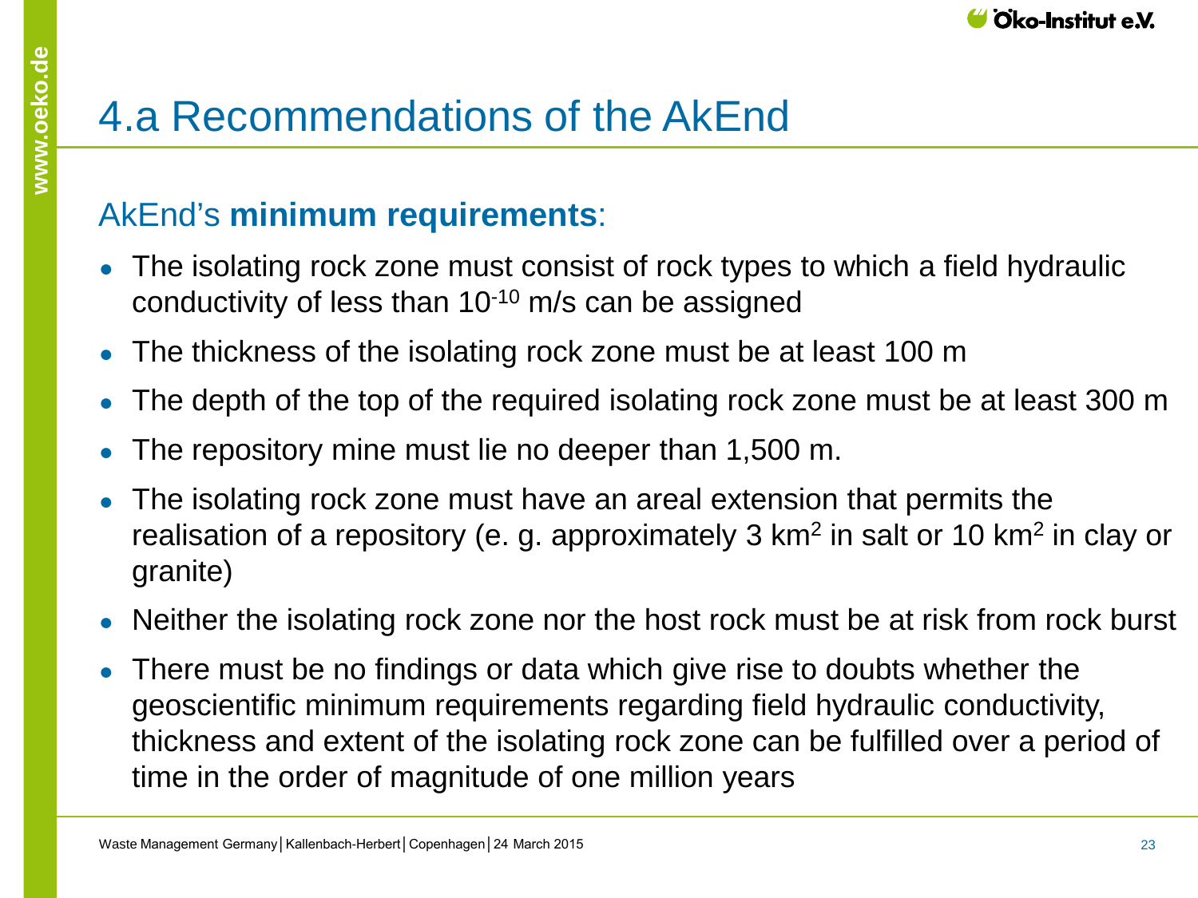# 4.a Recommendations of the AkEnd

AkEnd's **minimum requirements**:

- The isolating rock zone must consist of rock types to which a field hydraulic conductivity of less than $10^{-10}$ m/s can be assigned
- The thickness of the isolating rock zone must be at least 100 m
- The depth of the top of the required isolating rock zone must be at least 300 m
- The repository mine must lie no deeper than 1,500 m.
- The isolating rock zone must have an areal extension that permits the realisation of a repository (e. g. approximately 3 $km^2$ in salt or 10 $km^2$ in clay or granite)
- Neither the isolating rock zone nor the host rock must be at risk from rock burst
- There must be no findings or data which give rise to doubts whether the geoscientific minimum requirements regarding field hydraulic conductivity, thickness and extent of the isolating rock zone can be fulfilled over a period of time in the order of magnitude of one million years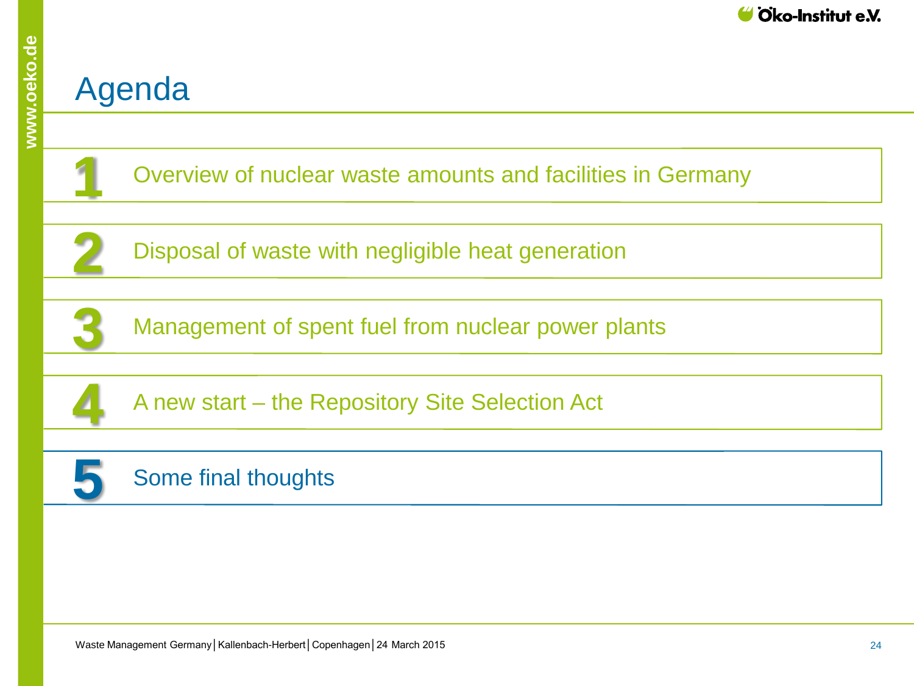# Agenda

1. Overview of nuclear waste amounts and facilities in Germany
2. Disposal of waste with negligible heat generation
3. Management of spent fuel from nuclear power plants
4. A new start – the Repository Site Selection Act
5. **Some final thoughts**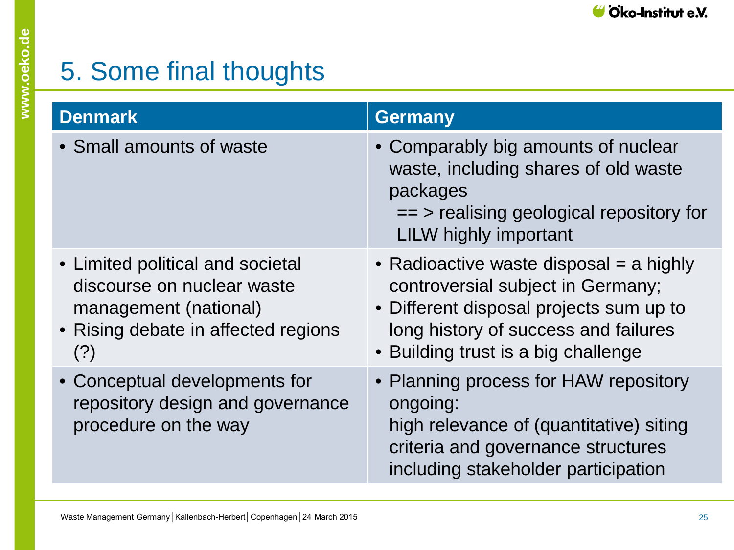# 5. Some final thoughts

| Denmark | Germany |
|---|---|
| • Small amounts of waste | • Comparably big amounts of nuclear waste, including shares of old waste packages<br>== > realising geological repository for LILW highly important |
| • Limited political and societal discourse on nuclear waste management (national)<br>• Rising debate in affected regions (?) | • Radioactive waste disposal = a highly controversial subject in Germany;<br>• Different disposal projects sum up to long history of success and failures<br>• Building trust is a big challenge |
| • Conceptual developments for repository design and governance procedure on the way | • Planning process for HAW repository ongoing:<br>high relevance of (quantitative) siting criteria and governance structures including stakeholder participation |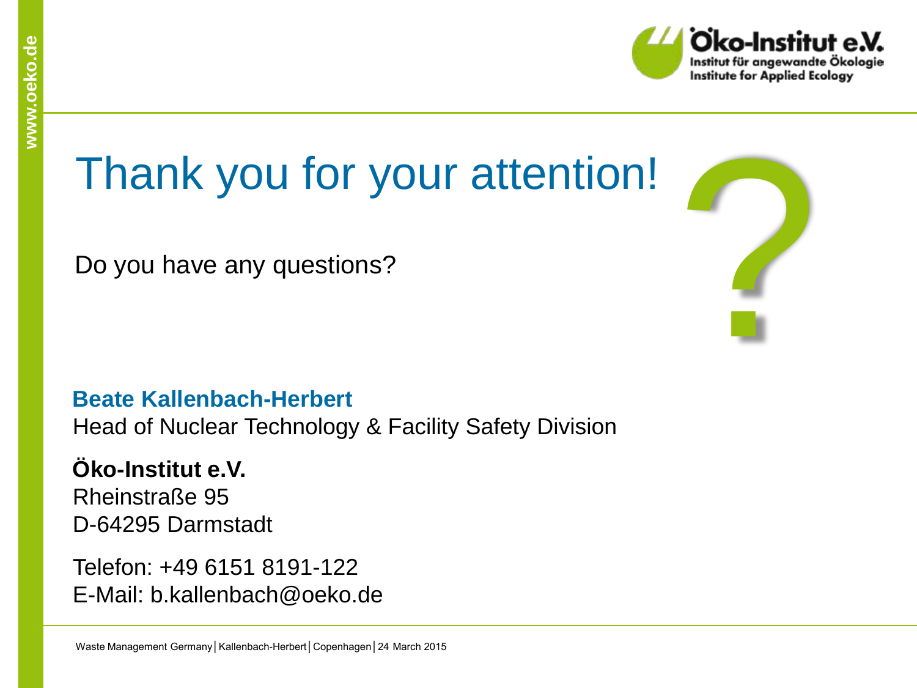# Thank you for your attention!

Do you have any questions?

**Beate Kallenbach-Herbert**
Head of Nuclear Technology & Facility Safety Division

**Öko-Institut e.V.**
Rheinstraße 95
D-64295 Darmstadt

Telefon: +49 6151 8191-122
E-Mail: b.kallenbach@oeko.de